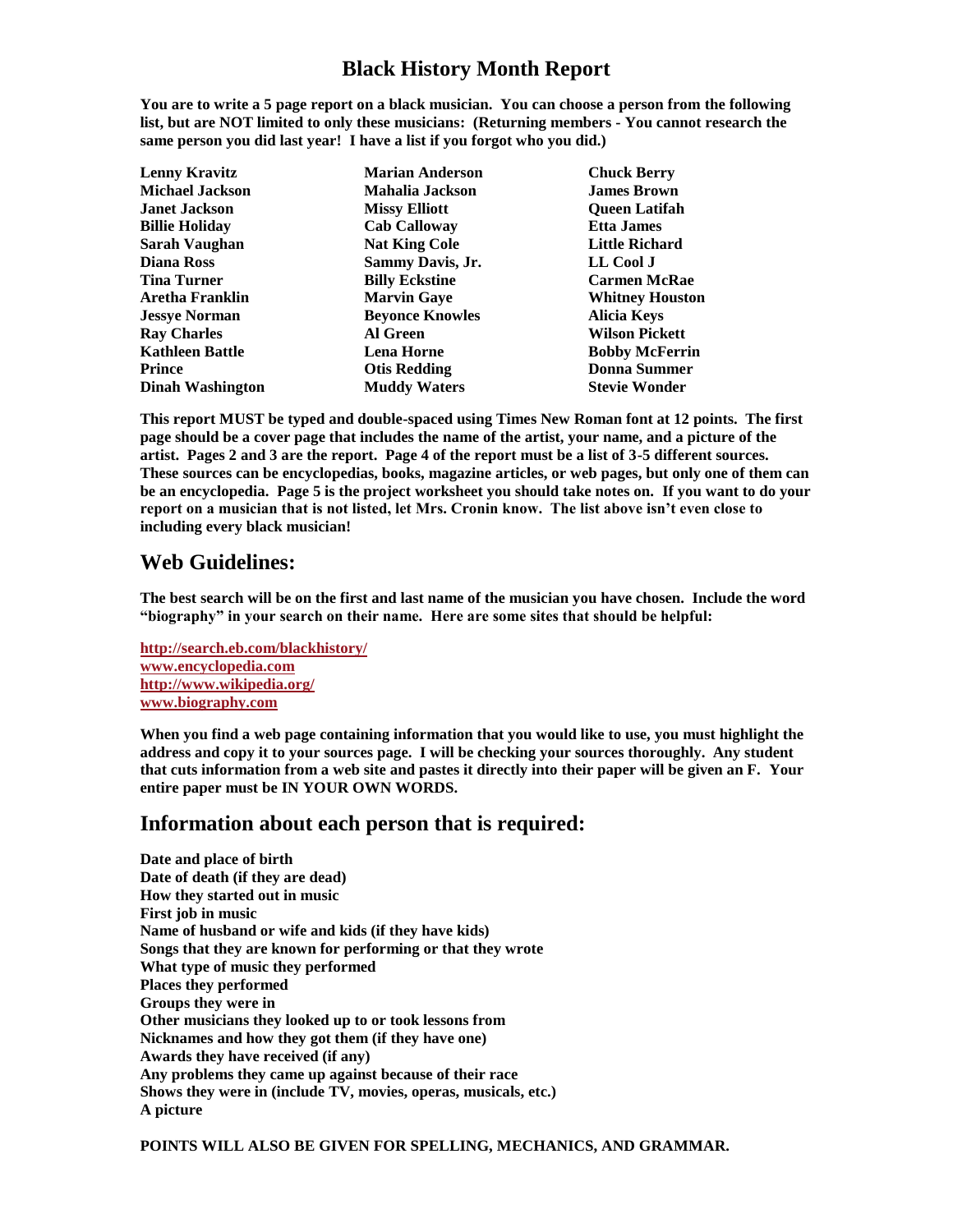# Black History Month Report

**You are to write a 5 page report on a black musician. You can choose a person from the following list, but are NOT limited to only these musicians: (Returning members - You cannot research the same person you did last year! I have a list if you forgot who you did.)**

| | | |
|---|---|---|
| **Lenny Kravitz** | **Marian Anderson** | **Chuck Berry** |
| **Michael Jackson** | **Mahalia Jackson** | **James Brown** |
| **Janet Jackson** | **Missy Elliott** | **Queen Latifah** |
| **Billie Holiday** | **Cab Calloway** | **Etta James** |
| **Sarah Vaughan** | **Nat King Cole** | **Little Richard** |
| **Diana Ross** | **Sammy Davis, Jr.** | **LL Cool J** |
| **Tina Turner** | **Billy Eckstine** | **Carmen McRae** |
| **Aretha Franklin** | **Marvin Gaye** | **Whitney Houston** |
| **Jessye Norman** | **Beyonce Knowles** | **Alicia Keys** |
| **Ray Charles** | **Al Green** | **Wilson Pickett** |
| **Kathleen Battle** | **Lena Horne** | **Bobby McFerrin** |
| **Prince** | **Otis Redding** | **Donna Summer** |
| **Dinah Washington** | **Muddy Waters** | **Stevie Wonder** |

**This report MUST be typed and double-spaced using Times New Roman font at 12 points. The first page should be a cover page that includes the name of the artist, your name, and a picture of the artist. Pages 2 and 3 are the report. Page 4 of the report must be a list of 3-5 different sources. These sources can be encyclopedias, books, magazine articles, or web pages, but only one of them can be an encyclopedia. Page 5 is the project worksheet you should take notes on. If you want to do your report on a musician that is not listed, let Mrs. Cronin know. The list above isn't even close to including every black musician!**

## Web Guidelines:

**The best search will be on the first and last name of the musician you have chosen. Include the word "biography" in your search on their name. Here are some sites that should be helpful:**

http://search.eb.com/blackhistory/
www.encyclopedia.com
http://www.wikipedia.org/
www.biography.com

**When you find a web page containing information that you would like to use, you must highlight the address and copy it to your sources page. I will be checking your sources thoroughly. Any student that cuts information from a web site and pastes it directly into their paper will be given an F. Your entire paper must be IN YOUR OWN WORDS.**

## Information about each person that is required:

**Date and place of birth**
**Date of death (if they are dead)**
**How they started out in music**
**First job in music**
**Name of husband or wife and kids (if they have kids)**
**Songs that they are known for performing or that they wrote**
**What type of music they performed**
**Places they performed**
**Groups they were in**
**Other musicians they looked up to or took lessons from**
**Nicknames and how they got them (if they have one)**
**Awards they have received (if any)**
**Any problems they came up against because of their race**
**Shows they were in (include TV, movies, operas, musicals, etc.)**
**A picture**

**POINTS WILL ALSO BE GIVEN FOR SPELLING, MECHANICS, AND GRAMMAR.**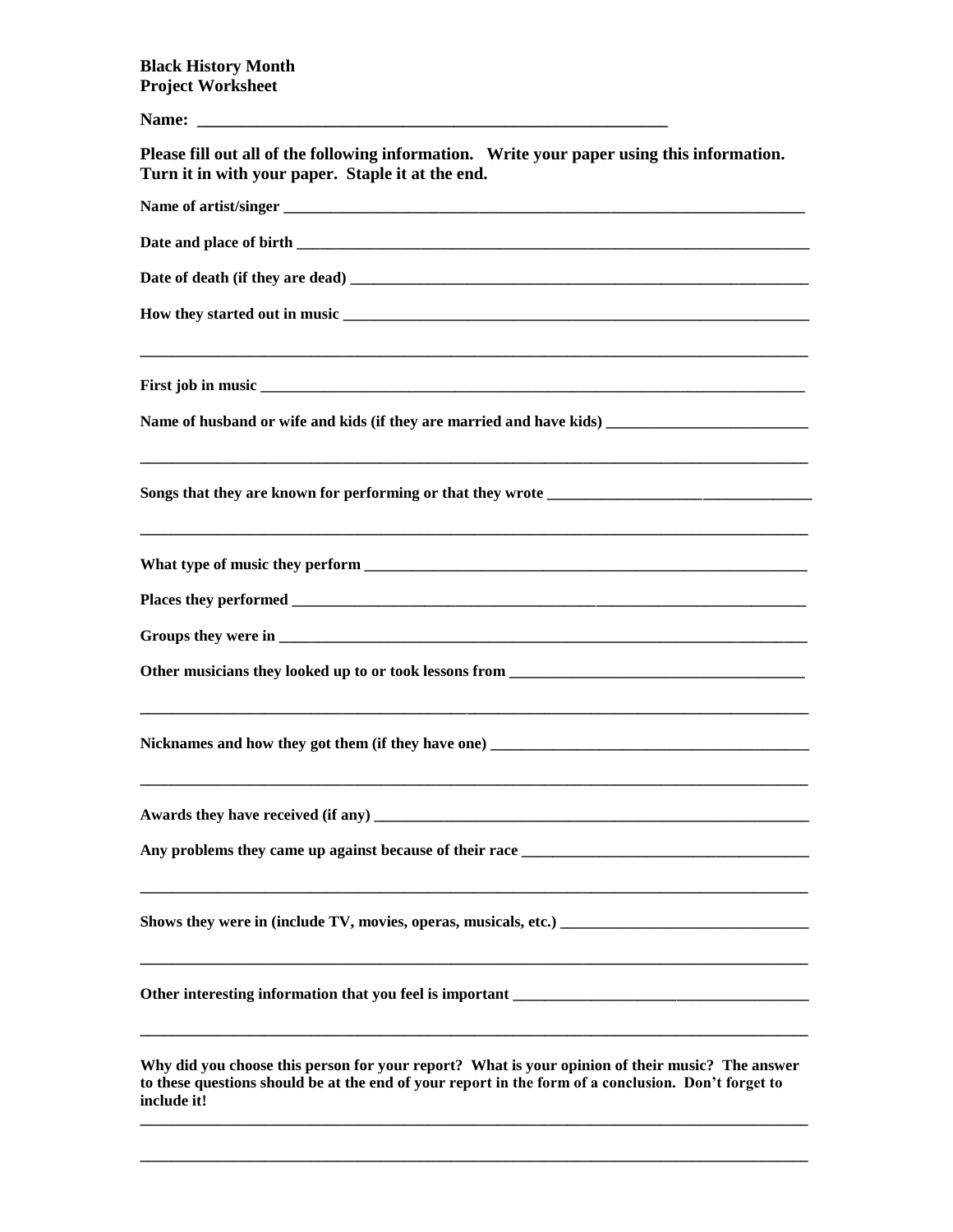**Black History Month**
**Project Worksheet**

**Name: ___________________________________________________________**

**Please fill out all of the following information. Write your paper using this information. Turn it in with your paper. Staple it at the end.**

**Name of artist/singer** _______________________________________________________________________

**Date and place of birth** _______________________________________________________________________

**Date of death (if they are dead)** ______________________________________________________________

**How they started out in music** ________________________________________________________________

_________________________________________________________________________________________

**First job in music** ___________________________________________________________________________

**Name of husband or wife and kids (if they are married and have kids)** __________________________

_________________________________________________________________________________________

**Songs that they are known for performing or that they wrote** ___________________________________

_________________________________________________________________________________________

**What type of music they perform** ______________________________________________________________

**Places they performed** _________________________________________________________________________

**Groups they were in** ___________________________________________________________________________

**Other musicians they looked up to or took lessons from** ______________________________________

_________________________________________________________________________________________

**Nicknames and how they got them (if they have one)** _________________________________________

_________________________________________________________________________________________

**Awards they have received (if any)** ___________________________________________________________

**Any problems they came up against because of their race** ____________________________________

_________________________________________________________________________________________

**Shows they were in (include TV, movies, operas, musicals, etc.)** _______________________________

_________________________________________________________________________________________

**Other interesting information that you feel is important** ______________________________________

_________________________________________________________________________________________

**Why did you choose this person for your report? What is your opinion of their music? The answer to these questions should be at the end of your report in the form of a conclusion. Don't forget to include it!**

_________________________________________________________________________________________

_________________________________________________________________________________________